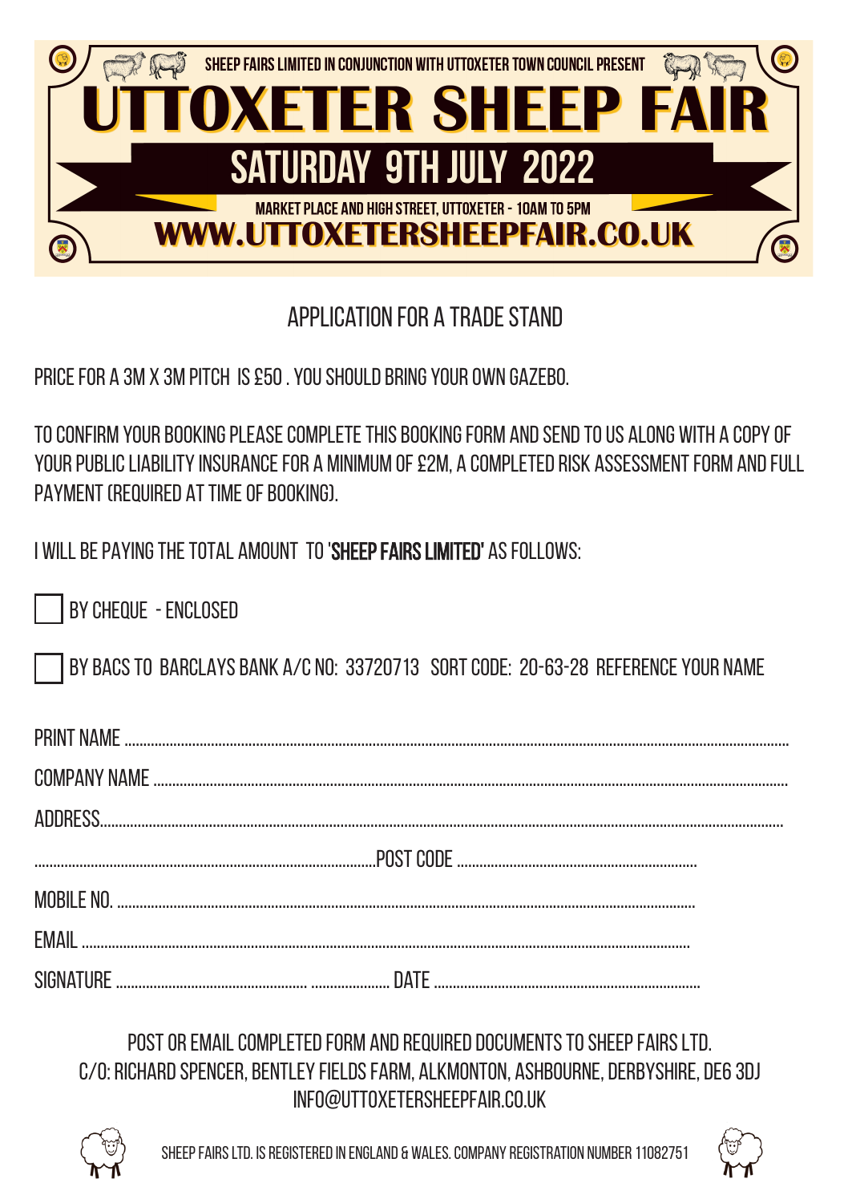SHEEP FAIRS LIMITED IN CONJUNCTION WITH UTTOXETER TOWN COUNCIL PRESENT

# UTTOXETER SHEEP FAIR

## SATURDAY 9TH JULY 2022

MARKET PLACE AND HIGH STREET, UTTOXETER - 10AM TO 5PM

**WWW.UTTOXETERSHEEPFAIR.CO.UK**

## APPLICATION FOR A TRADE STAND

PRICE FOR A 3M X 3M PITCH IS £50 . YOU SHOULD BRING YOUR OWN GAZEBO.

TO CONFIRM YOUR BOOKING PLEASE COMPLETE THIS BOOKING FORM AND SEND TO US ALONG WITH A COPY OF YOUR PUBLIC LIABILITY INSURANCE FOR A MINIMUM OF £2M, A COMPLETED RISK ASSESSMENT FORM AND FULL PAYMENT (REQUIRED AT TIME OF BOOKING).

I WILL BE PAYING THE TOTAL AMOUNT TO '**SHEEP FAIRS LIMITED'** AS FOLLOWS:

☐ BY CHEQUE - ENCLOSED

☐ BY BACS TO BARCLAYS BANK A/C NO: 33720713 SORT CODE: 20-63-28 REFERENCE YOUR NAME

PRINT NAME ..................................................................................

COMPANY NAME ..................................................................................

ADDRESS..................................................................................

..................................................................................POST CODE ..................................................

MOBILE NO. ..................................................................................

EMAIL ..................................................................................

SIGNATURE .................................................. .................... DATE ..................................................

POST OR EMAIL COMPLETED FORM AND REQUIRED DOCUMENTS TO SHEEP FAIRS LTD.
C/O: RICHARD SPENCER, BENTLEY FIELDS FARM, ALKMONTON, ASHBOURNE, DERBYSHIRE, DE6 3DJ
INFO@UTTOXETERSHEEPFAIR.CO.UK

SHEEP FAIRS LTD. IS REGISTERED IN ENGLAND & WALES. COMPANY REGISTRATION NUMBER 11082751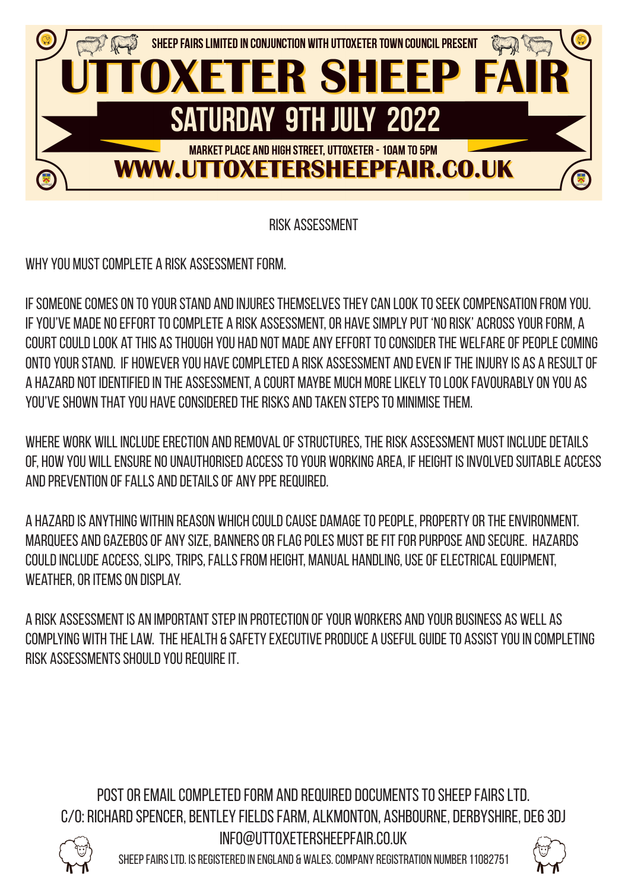SHEEP FAIRS LIMITED IN CONJUNCTION WITH UTTOXETER TOWN COUNCIL PRESENT

# UTTOXETER SHEEP FAIR

## SATURDAY 9TH JULY 2022

MARKET PLACE AND HIGH STREET, UTTOXETER - 10AM TO 5PM

**WWW.UTTOXETERSHEEPFAIR.CO.UK**

## RISK ASSESSMENT

WHY YOU MUST COMPLETE A RISK ASSESSMENT FORM.

IF SOMEONE COMES ON TO YOUR STAND AND INJURES THEMSELVES THEY CAN LOOK TO SEEK COMPENSATION FROM YOU. IF YOU'VE MADE NO EFFORT TO COMPLETE A RISK ASSESSMENT, OR HAVE SIMPLY PUT 'NO RISK' ACROSS YOUR FORM, A COURT COULD LOOK AT THIS AS THOUGH YOU HAD NOT MADE ANY EFFORT TO CONSIDER THE WELFARE OF PEOPLE COMING ONTO YOUR STAND. IF HOWEVER YOU HAVE COMPLETED A RISK ASSESSMENT AND EVEN IF THE INJURY IS AS A RESULT OF A HAZARD NOT IDENTIFIED IN THE ASSESSMENT, A COURT MAYBE MUCH MORE LIKELY TO LOOK FAVOURABLY ON YOU AS YOU'VE SHOWN THAT YOU HAVE CONSIDERED THE RISKS AND TAKEN STEPS TO MINIMISE THEM.

WHERE WORK WILL INCLUDE ERECTION AND REMOVAL OF STRUCTURES, THE RISK ASSESSMENT MUST INCLUDE DETAILS OF, HOW YOU WILL ENSURE NO UNAUTHORISED ACCESS TO YOUR WORKING AREA, IF HEIGHT IS INVOLVED SUITABLE ACCESS AND PREVENTION OF FALLS AND DETAILS OF ANY PPE REQUIRED.

A HAZARD IS ANYTHING WITHIN REASON WHICH COULD CAUSE DAMAGE TO PEOPLE, PROPERTY OR THE ENVIRONMENT. MARQUEES AND GAZEBOS OF ANY SIZE, BANNERS OR FLAG POLES MUST BE FIT FOR PURPOSE AND SECURE. HAZARDS COULD INCLUDE ACCESS, SLIPS, TRIPS, FALLS FROM HEIGHT, MANUAL HANDLING, USE OF ELECTRICAL EQUIPMENT, WEATHER, OR ITEMS ON DISPLAY.

A RISK ASSESSMENT IS AN IMPORTANT STEP IN PROTECTION OF YOUR WORKERS AND YOUR BUSINESS AS WELL AS COMPLYING WITH THE LAW. THE HEALTH & SAFETY EXECUTIVE PRODUCE A USEFUL GUIDE TO ASSIST YOU IN COMPLETING RISK ASSESSMENTS SHOULD YOU REQUIRE IT.

POST OR EMAIL COMPLETED FORM AND REQUIRED DOCUMENTS TO SHEEP FAIRS LTD.
C/O: RICHARD SPENCER, BENTLEY FIELDS FARM, ALKMONTON, ASHBOURNE, DERBYSHIRE, DE6 3DJ
INFO@UTTOXETERSHEEPFAIR.CO.UK

SHEEP FAIRS LTD. IS REGISTERED IN ENGLAND & WALES. COMPANY REGISTRATION NUMBER 11082751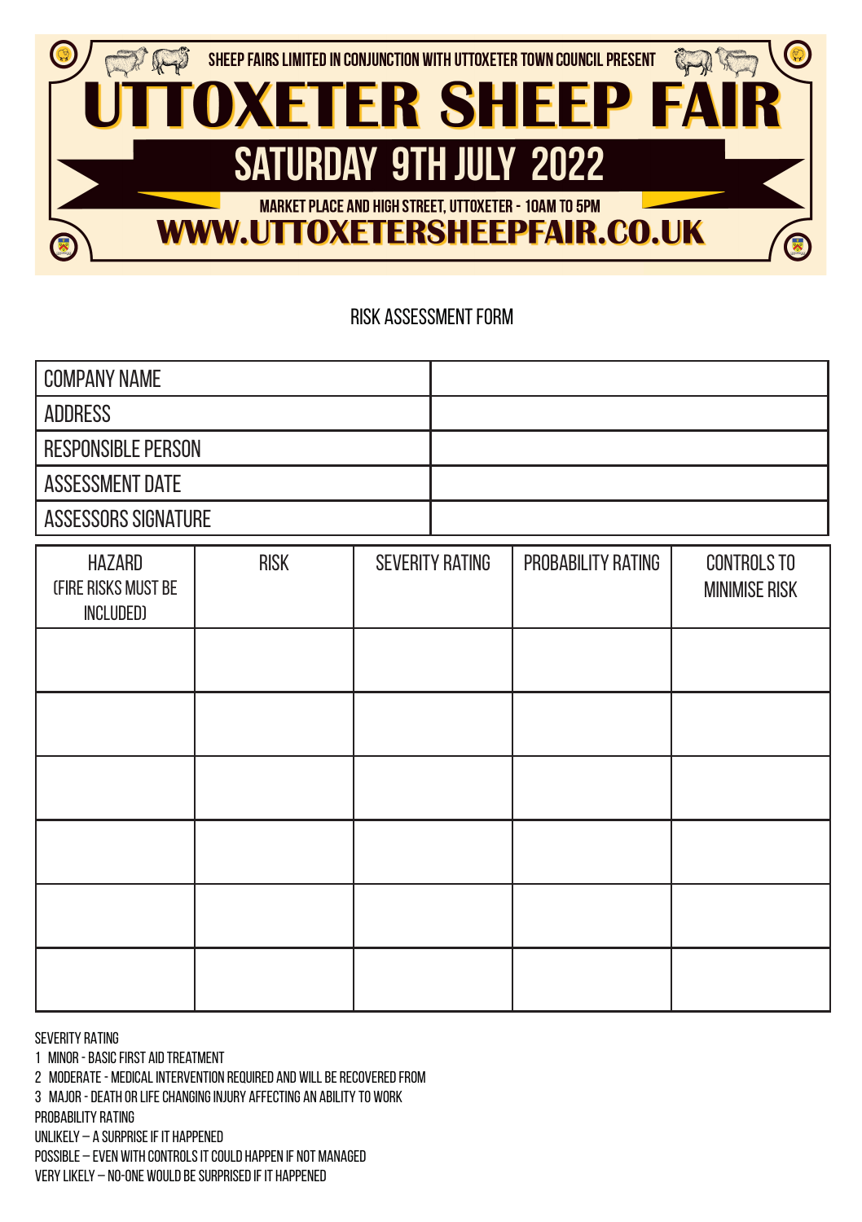SHEEP FAIRS LIMITED IN CONJUNCTION WITH UTTOXETER TOWN COUNCIL PRESENT

# UTTOXETER SHEEP FAIR

## SATURDAY 9TH JULY 2022

MARKET PLACE AND HIGH STREET, UTTOXETER - 10AM TO 5PM

**WWW.UTTOXETERSHEEPFAIR.CO.UK**

RISK ASSESSMENT FORM

| | |
|---|---|
| COMPANY NAME | |
| ADDRESS | |
| RESPONSIBLE PERSON | |
| ASSESSMENT DATE | |
| ASSESSORS SIGNATURE | |

| HAZARD (FIRE RISKS MUST BE INCLUDED) | RISK | SEVERITY RATING | PROBABILITY RATING | CONTROLS TO MINIMISE RISK |
|---|---|---|---|---|
| | | | | |
| | | | | |
| | | | | |
| | | | | |
| | | | | |
| | | | | |

SEVERITY RATING

1 MINOR - BASIC FIRST AID TREATMENT

2 MODERATE - MEDICAL INTERVENTION REQUIRED AND WILL BE RECOVERED FROM

3 MAJOR - DEATH OR LIFE CHANGING INJURY AFFECTING AN ABILITY TO WORK

PROBABILITY RATING

UNLIKELY – A SURPRISE IF IT HAPPENED

POSSIBLE – EVEN WITH CONTROLS IT COULD HAPPEN IF NOT MANAGED

VERY LIKELY – NO-ONE WOULD BE SURPRISED IF IT HAPPENED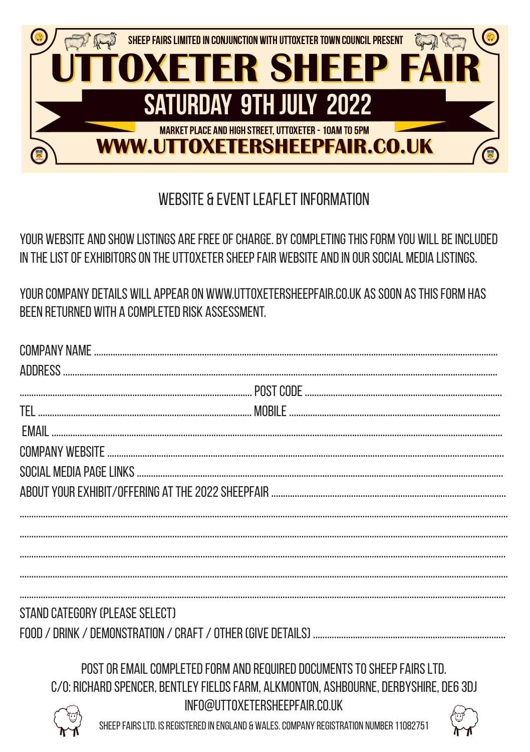SHEEP FAIRS LIMITED IN CONJUNCTION WITH UTTOXETER TOWN COUNCIL PRESENT

# UTTOXETER SHEEP FAIR

## SATURDAY 9TH JULY 2022

MARKET PLACE AND HIGH STREET, UTTOXETER - 10AM TO 5PM

**WWW.UTTOXETERSHEEPFAIR.CO.UK**

## WEBSITE & EVENT LEAFLET INFORMATION

YOUR WEBSITE AND SHOW LISTINGS ARE FREE OF CHARGE. BY COMPLETING THIS FORM YOU WILL BE INCLUDED IN THE LIST OF EXHIBITORS ON THE UTTOXETER SHEEP FAIR WEBSITE AND IN OUR SOCIAL MEDIA LISTINGS.

YOUR COMPANY DETAILS WILL APPEAR ON WWW.UTTOXETERSHEEPFAIR.CO.UK AS SOON AS THIS FORM HAS BEEN RETURNED WITH A COMPLETED RISK ASSESSMENT.

COMPANY NAME ..........................................................................................

ADDRESS ..........................................................................................

.......................................................... POST CODE ..........................................................

TEL .......................................................... MOBILE ..........................................................

EMAIL ..........................................................................................

COMPANY WEBSITE ..........................................................................................

SOCIAL MEDIA PAGE LINKS ..........................................................................................

ABOUT YOUR EXHIBIT/OFFERING AT THE 2022 SHEEPFAIR ..........................................................

..........................................................................................

..........................................................................................

..........................................................................................

..........................................................................................

..........................................................................................

STAND CATEGORY (PLEASE SELECT)

FOOD / DRINK / DEMONSTRATION / CRAFT / OTHER (GIVE DETAILS) ..........................................................

POST OR EMAIL COMPLETED FORM AND REQUIRED DOCUMENTS TO SHEEP FAIRS LTD.
C/O: RICHARD SPENCER, BENTLEY FIELDS FARM, ALKMONTON, ASHBOURNE, DERBYSHIRE, DE6 3DJ
INFO@UTTOXETERSHEEPFAIR.CO.UK

SHEEP FAIRS LTD. IS REGISTERED IN ENGLAND & WALES. COMPANY REGISTRATION NUMBER 11082751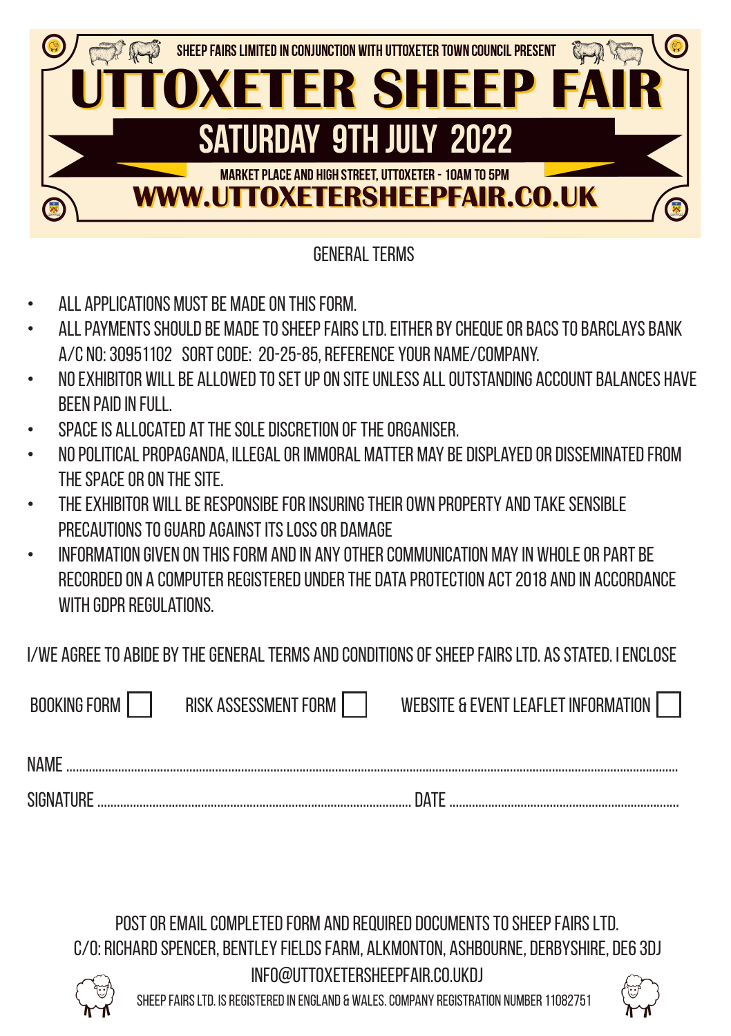SHEEP FAIRS LIMITED IN CONJUNCTION WITH UTTOXETER TOWN COUNCIL PRESENT

# UTTOXETER SHEEP FAIR

## SATURDAY 9TH JULY 2022

MARKET PLACE AND HIGH STREET, UTTOXETER - 10AM TO 5PM

**WWW.UTTOXETERSHEEPFAIR.CO.UK**

## GENERAL TERMS

- ALL APPLICATIONS MUST BE MADE ON THIS FORM.
- ALL PAYMENTS SHOULD BE MADE TO SHEEP FAIRS LTD. EITHER BY CHEQUE OR BACS TO BARCLAYS BANK A/C NO: 30951102 SORT CODE: 20-25-85, REFERENCE YOUR NAME/COMPANY.
- NO EXHIBITOR WILL BE ALLOWED TO SET UP ON SITE UNLESS ALL OUTSTANDING ACCOUNT BALANCES HAVE BEEN PAID IN FULL.
- SPACE IS ALLOCATED AT THE SOLE DISCRETION OF THE ORGANISER.
- NO POLITICAL PROPAGANDA, ILLEGAL OR IMMORAL MATTER MAY BE DISPLAYED OR DISSEMINATED FROM THE SPACE OR ON THE SITE.
- THE EXHIBITOR WILL BE RESPONSIBE FOR INSURING THEIR OWN PROPERTY AND TAKE SENSIBLE PRECAUTIONS TO GUARD AGAINST ITS LOSS OR DAMAGE
- INFORMATION GIVEN ON THIS FORM AND IN ANY OTHER COMMUNICATION MAY IN WHOLE OR PART BE RECORDED ON A COMPUTER REGISTERED UNDER THE DATA PROTECTION ACT 2018 AND IN ACCORDANCE WITH GDPR REGULATIONS.

I/WE AGREE TO ABIDE BY THE GENERAL TERMS AND CONDITIONS OF SHEEP FAIRS LTD. AS STATED. I ENCLOSE

BOOKING FORM ☐ RISK ASSESSMENT FORM ☐ WEBSITE & EVENT LEAFLET INFORMATION ☐

NAME ..................................................................................................................................................

SIGNATURE ............................................................................ DATE ...........................................................

POST OR EMAIL COMPLETED FORM AND REQUIRED DOCUMENTS TO SHEEP FAIRS LTD.
C/O: RICHARD SPENCER, BENTLEY FIELDS FARM, ALKMONTON, ASHBOURNE, DERBYSHIRE, DE6 3DJ
INFO@UTTOXETERSHEEPFAIR.CO.UKDJ

SHEEP FAIRS LTD. IS REGISTERED IN ENGLAND & WALES. COMPANY REGISTRATION NUMBER 11082751